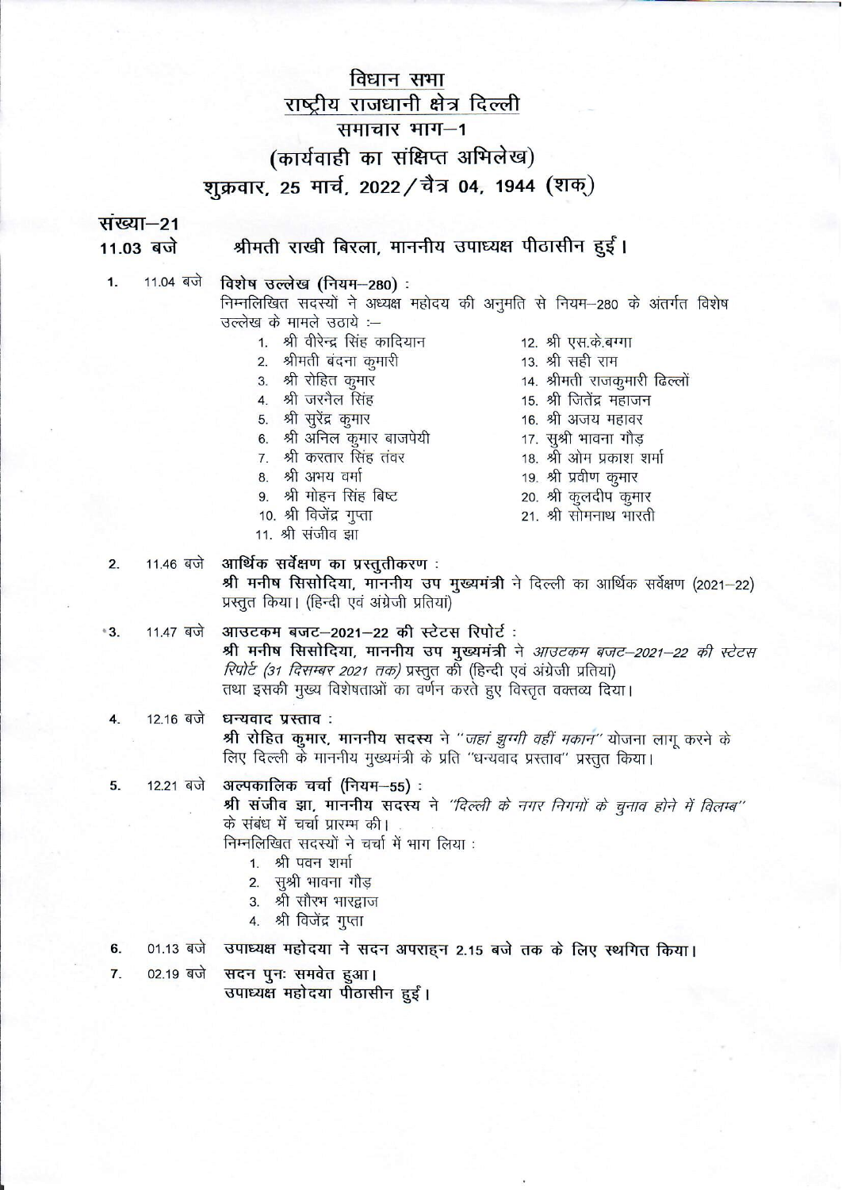# विधान सभा
## राष्ट्रीय राजधानी क्षेत्र दिल्ली
## समाचार भाग–1
## (कार्यवाही का संक्षिप्त अभिलेख)
## शुक्रवार, 25 मार्च, 2022 / चैत्र 04, 1944 (शक)

**संख्या–21**

**11.03 बजे** **श्रीमती राखी बिरला, माननीय उपाध्यक्ष पीठासीन हुईं।**

1. 11.04 बजे **विशेष उल्लेख (नियम–280) :**

   निम्नलिखित सदस्यों ने अध्यक्ष महोदय की अनुमति से नियम–280 के अंतर्गत विशेष उल्लेख के मामले उठाये :–

   1. श्री वीरेन्द्र सिंह कादियान
   2. श्रीमती बंदना कुमारी
   3. श्री रोहित कुमार
   4. श्री जरनैल सिंह
   5. श्री सुरेंद्र कुमार
   6. श्री अनिल कुमार बाजपेयी
   7. श्री करतार सिंह तंवर
   8. श्री अभय वर्मा
   9. श्री मोहन सिंह बिष्ट
   10. श्री विजेंद्र गुप्ता
   11. श्री संजीव झा
   12. श्री एस.के.बग्गा
   13. श्री सही राम
   14. श्रीमती राजकुमारी ढिल्लों
   15. श्री जितेंद्र महाजन
   16. श्री अजय महावर
   17. सुश्री भावना गौड़
   18. श्री ओम प्रकाश शर्मा
   19. श्री प्रवीण कुमार
   20. श्री कुलदीप कुमार
   21. श्री सोमनाथ भारती

2. 11.46 बजे **आर्थिक सर्वेक्षण का प्रस्तुतीकरण :**

   **श्री मनीष सिसोदिया, माननीय उप मुख्यमंत्री** ने दिल्ली का आर्थिक सर्वेक्षण (2021–22) प्रस्तुत किया। (हिन्दी एवं अंग्रेजी प्रतियां)

3. 11.47 बजे **आउटकम बजट–2021–22 की स्टेटस रिपोर्ट :**

   **श्री मनीष सिसोदिया, माननीय उप मुख्यमंत्री** ने *आउटकम बजट–2021–22 की स्टेटस रिपोर्ट (31 दिसम्बर 2021 तक)* प्रस्तुत की (हिन्दी एवं अंग्रेजी प्रतियां) तथा इसकी मुख्य विशेषताओं का वर्णन करते हुए विस्तृत वक्तव्य दिया।

4. 12.16 बजे **धन्यवाद प्रस्ताव :**

   **श्री रोहित कुमार, माननीय सदस्य** ने *"जहां झुग्गी वहीं मकान"* योजना लागू करने के लिए दिल्ली के माननीय मुख्यमंत्री के प्रति "धन्यवाद प्रस्ताव" प्रस्तुत किया।

5. 12.21 बजे **अल्पकालिक चर्चा (नियम–55) :**

   **श्री संजीव झा, माननीय सदस्य** ने *"दिल्ली के नगर निगमों के चुनाव होने में विलम्ब"* के संबंध में चर्चा प्रारम्भ की।

   निम्नलिखित सदस्यों ने चर्चा में भाग लिया :

   1. श्री पवन शर्मा
   2. सुश्री भावना गौड़
   3. श्री सौरभ भारद्वाज
   4. श्री विजेंद्र गुप्ता

6. 01.13 बजे **उपाध्यक्ष महोदया ने सदन अपराह्न 2.15 बजे तक के लिए स्थगित किया।**

7. 02.19 बजे **सदन पुनः समवेत हुआ।**

   **उपाध्यक्ष महोदया पीठासीन हुईं।**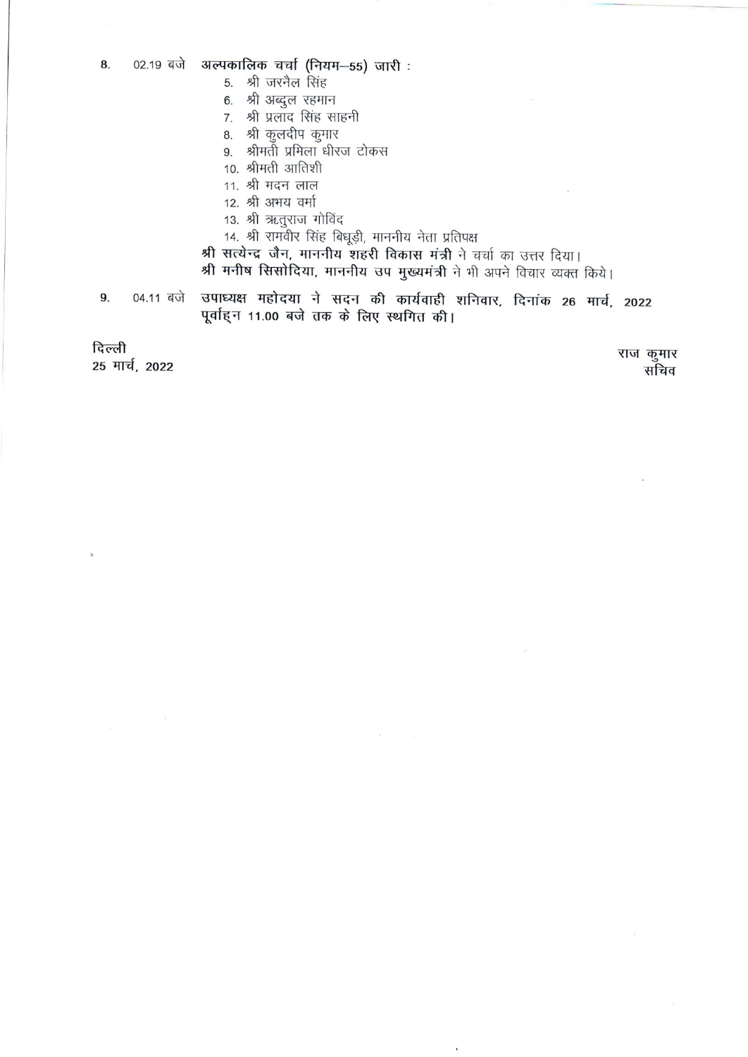8. 02.19 बजे **अल्पकालिक चर्चा (नियम–55) जारी :**

5. श्री जरनैल सिंह
6. श्री अब्दुल रहमान
7. श्री प्रलाद सिंह साहनी
8. श्री कुलदीप कुमार
9. श्रीमती प्रमिला धीरज टोकस
10. श्रीमती आतिशी
11. श्री मदन लाल
12. श्री अभय वर्मा
13. श्री ऋतुराज गोविंद
14. श्री रामवीर सिंह बिधूड़ी, माननीय नेता प्रतिपक्ष

**श्री सत्येन्द्र जैन, माननीय शहरी विकास मंत्री** ने चर्चा का उत्तर दिया।
**श्री मनीष सिसोदिया, माननीय उप मुख्यमंत्री** ने भी अपने विचार व्यक्त किये।

9. 04.11 बजे **उपाध्यक्ष महोदया ने सदन की कार्यवाही शनिवार, दिनांक 26 मार्च, 2022 पूर्वाह्न 11.00 बजे तक के लिए स्थगित की।**

**दिल्ली**
**25 मार्च, 2022**

राज कुमार
सचिव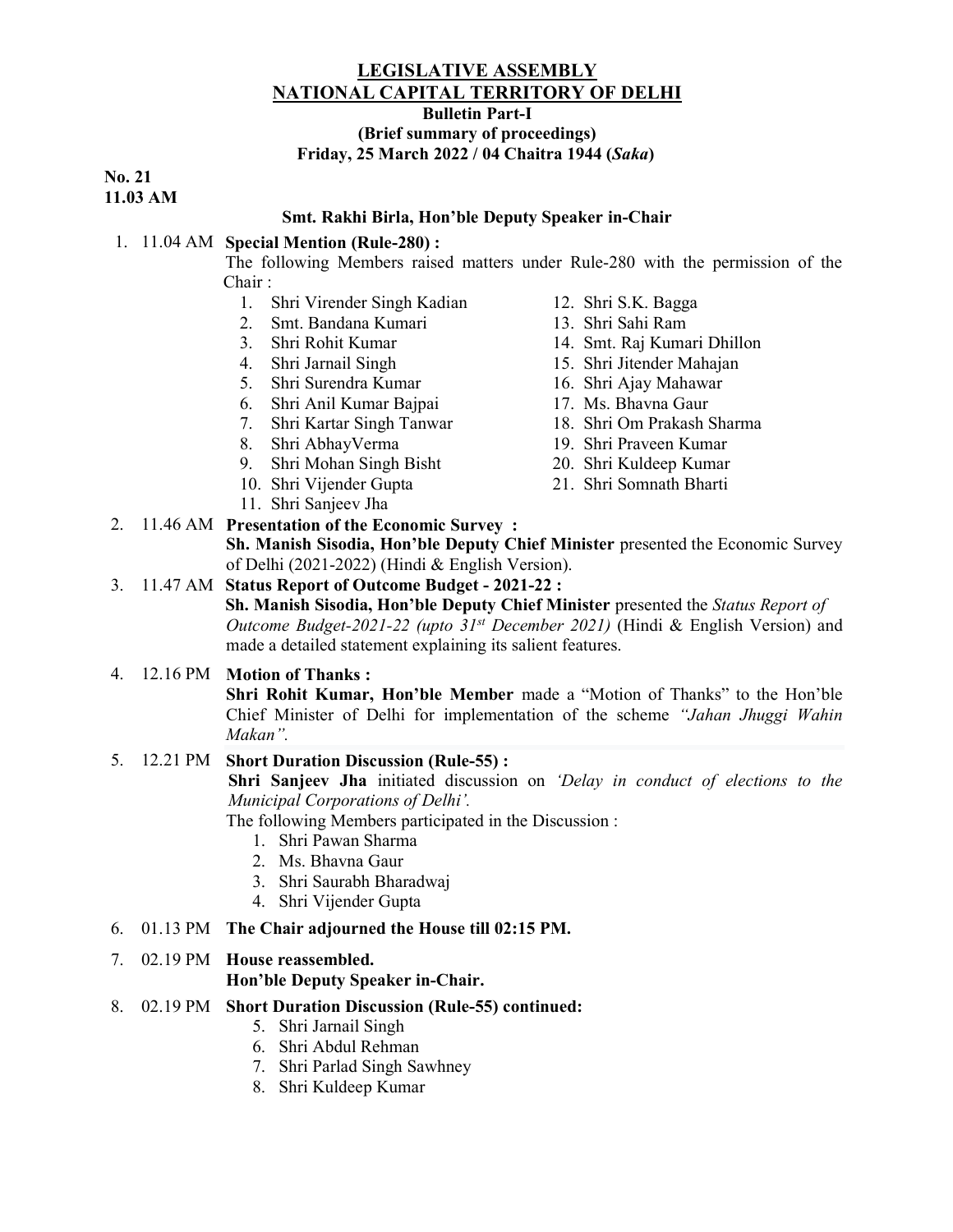# LEGISLATIVE ASSEMBLY
# NATIONAL CAPITAL TERRITORY OF DELHI

**Bulletin Part-I**

**(Brief summary of proceedings)**

**Friday, 25 March 2022 / 04 Chaitra 1944 (*Saka*)**

**No. 21**
**11.03 AM**

**Smt. Rakhi Birla, Hon'ble Deputy Speaker in-Chair**

1. 11.04 AM **Special Mention (Rule-280) :**

   The following Members raised matters under Rule-280 with the permission of the Chair :

   1. Shri Virender Singh Kadian
   2. Smt. Bandana Kumari
   3. Shri Rohit Kumar
   4. Shri Jarnail Singh
   5. Shri Surendra Kumar
   6. Shri Anil Kumar Bajpai
   7. Shri Kartar Singh Tanwar
   8. Shri AbhayVerma
   9. Shri Mohan Singh Bisht
   10. Shri Vijender Gupta
   11. Shri Sanjeev Jha
   12. Shri S.K. Bagga
   13. Shri Sahi Ram
   14. Smt. Raj Kumari Dhillon
   15. Shri Jitender Mahajan
   16. Shri Ajay Mahawar
   17. Ms. Bhavna Gaur
   18. Shri Om Prakash Sharma
   19. Shri Praveen Kumar
   20. Shri Kuldeep Kumar
   21. Shri Somnath Bharti

2. 11.46 AM **Presentation of the Economic Survey :**

   **Sh. Manish Sisodia, Hon'ble Deputy Chief Minister** presented the Economic Survey of Delhi (2021-2022) (Hindi & English Version).

3. 11.47 AM **Status Report of Outcome Budget - 2021-22 :**

   **Sh. Manish Sisodia, Hon'ble Deputy Chief Minister** presented the *Status Report of Outcome Budget-2021-22 (upto 31st December 2021)* (Hindi & English Version) and made a detailed statement explaining its salient features.

4. 12.16 PM **Motion of Thanks :**

   **Shri Rohit Kumar, Hon'ble Member** made a "Motion of Thanks" to the Hon'ble Chief Minister of Delhi for implementation of the scheme *"Jahan Jhuggi Wahin Makan".*

5. 12.21 PM **Short Duration Discussion (Rule-55) :**

   **Shri Sanjeev Jha** initiated discussion on *'Delay in conduct of elections to the Municipal Corporations of Delhi'.*

   The following Members participated in the Discussion :

   1. Shri Pawan Sharma
   2. Ms. Bhavna Gaur
   3. Shri Saurabh Bharadwaj
   4. Shri Vijender Gupta

6. 01.13 PM **The Chair adjourned the House till 02:15 PM.**

7. 02.19 PM **House reassembled.**
   **Hon'ble Deputy Speaker in-Chair.**

8. 02.19 PM **Short Duration Discussion (Rule-55) continued:**

   5. Shri Jarnail Singh
   6. Shri Abdul Rehman
   7. Shri Parlad Singh Sawhney
   8. Shri Kuldeep Kumar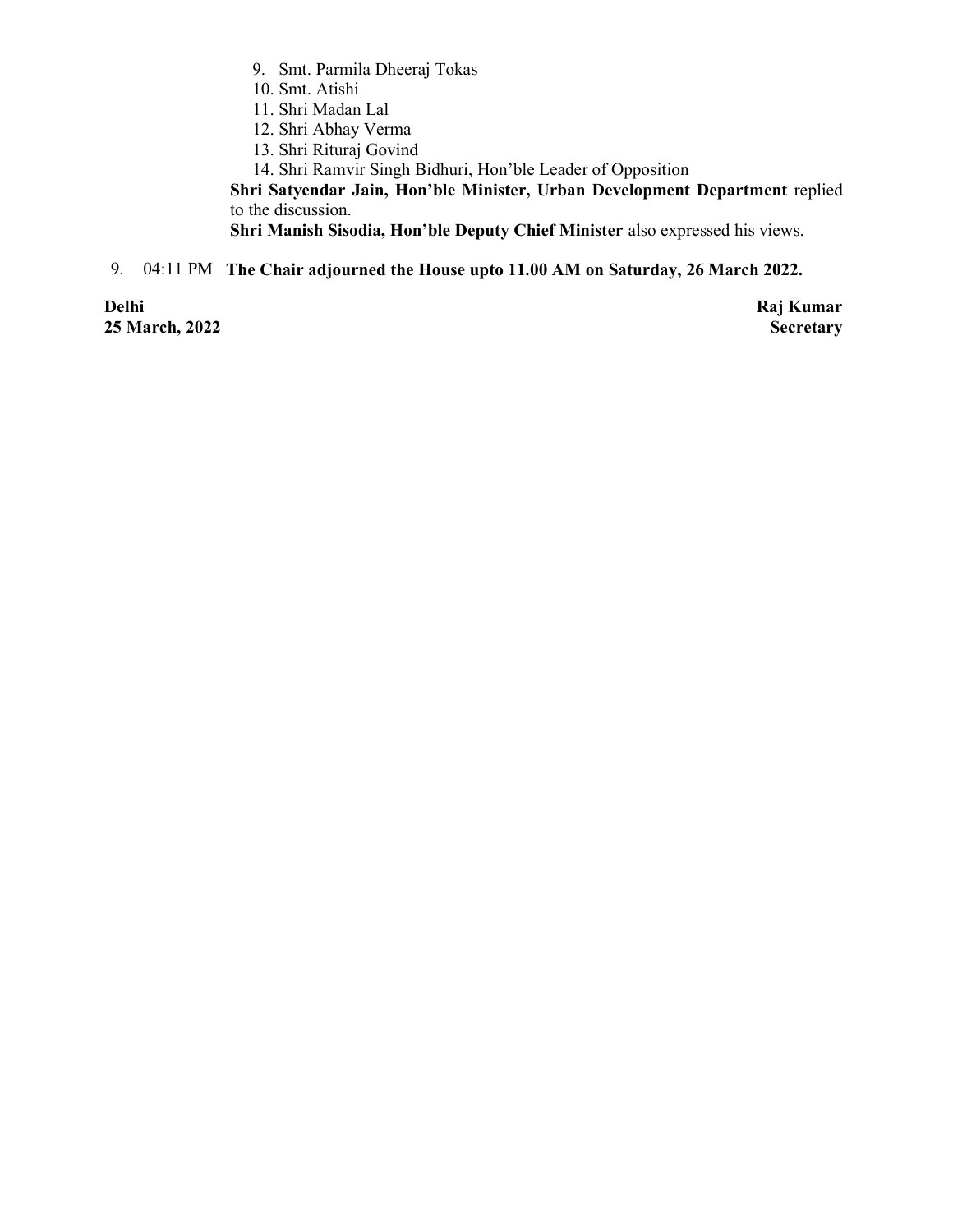9. Smt. Parmila Dheeraj Tokas
10. Smt. Atishi
11. Shri Madan Lal
12. Shri Abhay Verma
13. Shri Rituraj Govind
14. Shri Ramvir Singh Bidhuri, Hon'ble Leader of Opposition

**Shri Satyendar Jain, Hon'ble Minister, Urban Development Department** replied to the discussion.

**Shri Manish Sisodia, Hon'ble Deputy Chief Minister** also expressed his views.

9. 04:11 PM **The Chair adjourned the House upto 11.00 AM on Saturday, 26 March 2022.**

**Delhi**
**25 March, 2022**

**Raj Kumar**
**Secretary**